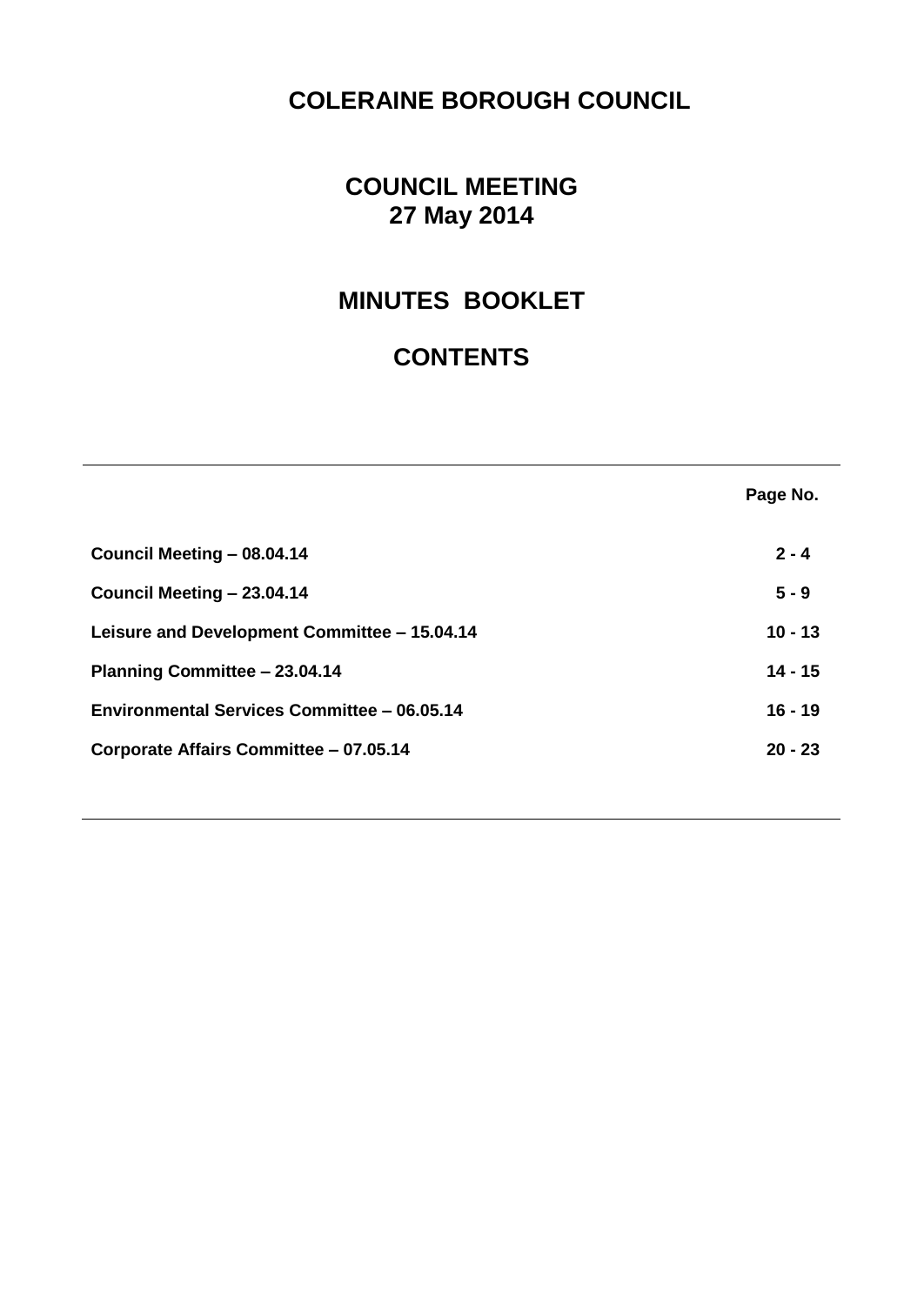# COLERAINE BOROUGH COUNCIL

## COUNCIL MEETING
## 27 May 2014

## MINUTES BOOKLET

## CONTENTS

| | Page No. |
|---|---|
| **Council Meeting – 08.04.14** | **2 - 4** |
| **Council Meeting – 23.04.14** | **5 - 9** |
| **Leisure and Development Committee – 15.04.14** | **10 - 13** |
| **Planning Committee – 23.04.14** | **14 - 15** |
| **Environmental Services Committee – 06.05.14** | **16 - 19** |
| **Corporate Affairs Committee – 07.05.14** | **20 - 23** |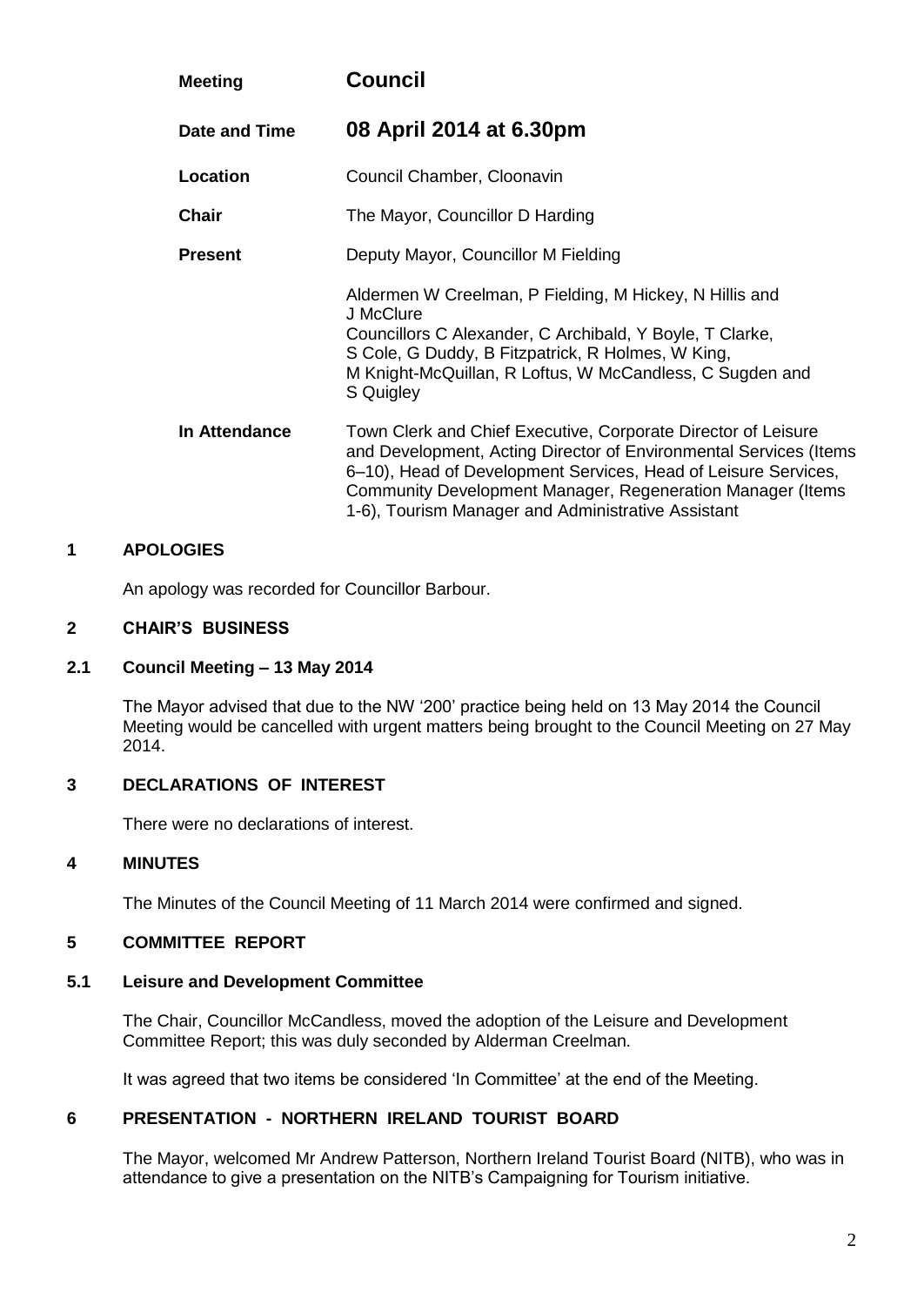| | |
|---|---|
| **Meeting** | **Council** |
| **Date and Time** | **08 April 2014 at 6.30pm** |
| **Location** | Council Chamber, Cloonavin |
| **Chair** | The Mayor, Councillor D Harding |
| **Present** | Deputy Mayor, Councillor M Fielding<br><br>Aldermen W Creelman, P Fielding, M Hickey, N Hillis and J McClure<br>Councillors C Alexander, C Archibald, Y Boyle, T Clarke, S Cole, G Duddy, B Fitzpatrick, R Holmes, W King, M Knight-McQuillan, R Loftus, W McCandless, C Sugden and S Quigley |
| **In Attendance** | Town Clerk and Chief Executive, Corporate Director of Leisure and Development, Acting Director of Environmental Services (Items 6–10), Head of Development Services, Head of Leisure Services, Community Development Manager, Regeneration Manager (Items 1-6), Tourism Manager and Administrative Assistant |

## 1 APOLOGIES

An apology was recorded for Councillor Barbour.

## 2 CHAIR'S BUSINESS

### 2.1 Council Meeting – 13 May 2014

The Mayor advised that due to the NW '200' practice being held on 13 May 2014 the Council Meeting would be cancelled with urgent matters being brought to the Council Meeting on 27 May 2014.

## 3 DECLARATIONS OF INTEREST

There were no declarations of interest.

## 4 MINUTES

The Minutes of the Council Meeting of 11 March 2014 were confirmed and signed.

## 5 COMMITTEE REPORT

### 5.1 Leisure and Development Committee

The Chair, Councillor McCandless, moved the adoption of the Leisure and Development Committee Report; this was duly seconded by Alderman Creelman.

It was agreed that two items be considered 'In Committee' at the end of the Meeting.

## 6 PRESENTATION - NORTHERN IRELAND TOURIST BOARD

The Mayor, welcomed Mr Andrew Patterson, Northern Ireland Tourist Board (NITB), who was in attendance to give a presentation on the NITB's Campaigning for Tourism initiative.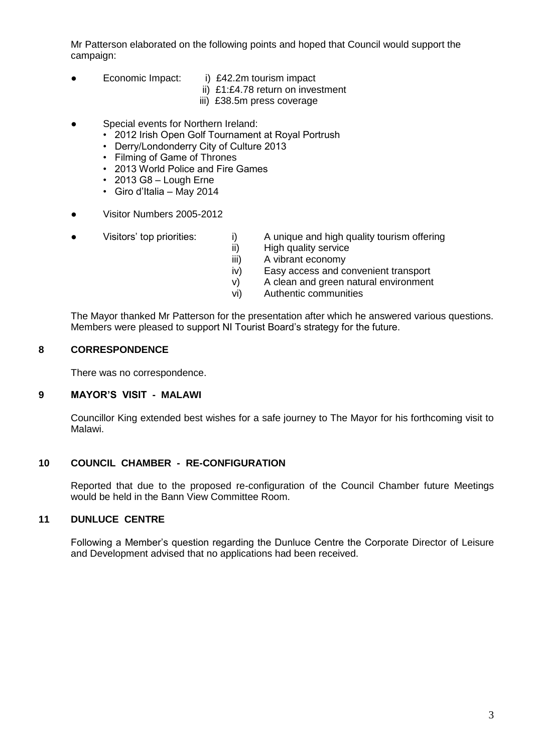Mr Patterson elaborated on the following points and hoped that Council would support the campaign:

- Economic Impact:
  - i) £42.2m tourism impact
  - ii) £1:£4.78 return on investment
  - iii) £38.5m press coverage

- Special events for Northern Ireland:
  - 2012 Irish Open Golf Tournament at Royal Portrush
  - Derry/Londonderry City of Culture 2013
  - Filming of Game of Thrones
  - 2013 World Police and Fire Games
  - 2013 G8 – Lough Erne
  - Giro d'Italia – May 2014

- Visitor Numbers 2005-2012

- Visitors' top priorities:
  - i) A unique and high quality tourism offering
  - ii) High quality service
  - iii) A vibrant economy
  - iv) Easy access and convenient transport
  - v) A clean and green natural environment
  - vi) Authentic communities

The Mayor thanked Mr Patterson for the presentation after which he answered various questions. Members were pleased to support NI Tourist Board's strategy for the future.

## 8 CORRESPONDENCE

There was no correspondence.

## 9 MAYOR'S VISIT - MALAWI

Councillor King extended best wishes for a safe journey to The Mayor for his forthcoming visit to Malawi.

## 10 COUNCIL CHAMBER - RE-CONFIGURATION

Reported that due to the proposed re-configuration of the Council Chamber future Meetings would be held in the Bann View Committee Room.

## 11 DUNLUCE CENTRE

Following a Member's question regarding the Dunluce Centre the Corporate Director of Leisure and Development advised that no applications had been received.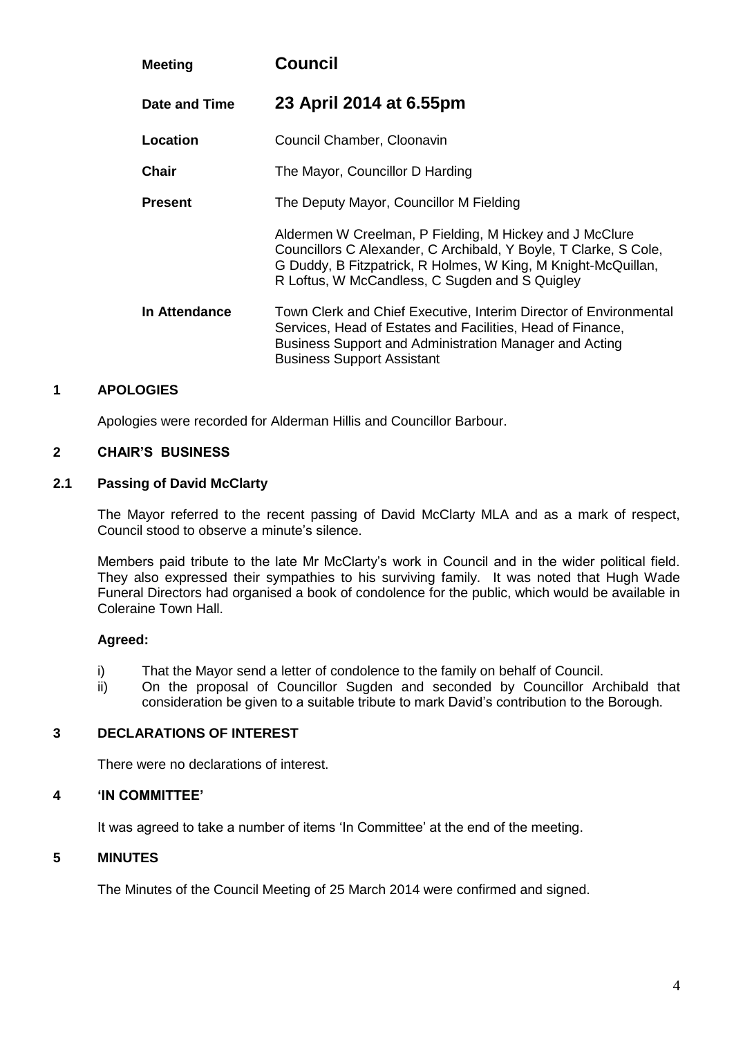| | |
|---|---|
| **Meeting** | **Council** |
| **Date and Time** | **23 April 2014 at 6.55pm** |
| **Location** | Council Chamber, Cloonavin |
| **Chair** | The Mayor, Councillor D Harding |
| **Present** | The Deputy Mayor, Councillor M Fielding |
| | Aldermen W Creelman, P Fielding, M Hickey and J McClure Councillors C Alexander, C Archibald, Y Boyle, T Clarke, S Cole, G Duddy, B Fitzpatrick, R Holmes, W King, M Knight-McQuillan, R Loftus, W McCandless, C Sugden and S Quigley |
| **In Attendance** | Town Clerk and Chief Executive, Interim Director of Environmental Services, Head of Estates and Facilities, Head of Finance, Business Support and Administration Manager and Acting Business Support Assistant |

## 1 APOLOGIES

Apologies were recorded for Alderman Hillis and Councillor Barbour.

## 2 CHAIR'S BUSINESS

### 2.1 Passing of David McClarty

The Mayor referred to the recent passing of David McClarty MLA and as a mark of respect, Council stood to observe a minute's silence.

Members paid tribute to the late Mr McClarty's work in Council and in the wider political field. They also expressed their sympathies to his surviving family. It was noted that Hugh Wade Funeral Directors had organised a book of condolence for the public, which would be available in Coleraine Town Hall.

**Agreed:**

i) That the Mayor send a letter of condolence to the family on behalf of Council.
ii) On the proposal of Councillor Sugden and seconded by Councillor Archibald that consideration be given to a suitable tribute to mark David's contribution to the Borough.

## 3 DECLARATIONS OF INTEREST

There were no declarations of interest.

## 4 'IN COMMITTEE'

It was agreed to take a number of items 'In Committee' at the end of the meeting.

## 5 MINUTES

The Minutes of the Council Meeting of 25 March 2014 were confirmed and signed.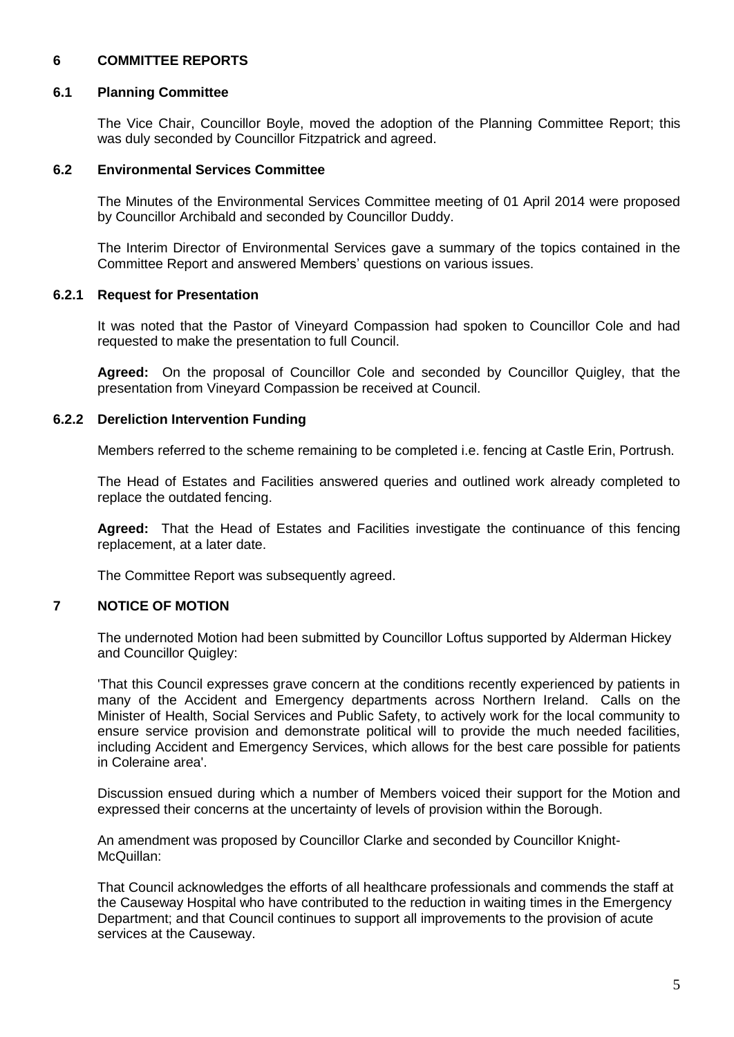## 6 COMMITTEE REPORTS

### 6.1 Planning Committee

The Vice Chair, Councillor Boyle, moved the adoption of the Planning Committee Report; this was duly seconded by Councillor Fitzpatrick and agreed.

### 6.2 Environmental Services Committee

The Minutes of the Environmental Services Committee meeting of 01 April 2014 were proposed by Councillor Archibald and seconded by Councillor Duddy.

The Interim Director of Environmental Services gave a summary of the topics contained in the Committee Report and answered Members' questions on various issues.

#### 6.2.1 Request for Presentation

It was noted that the Pastor of Vineyard Compassion had spoken to Councillor Cole and had requested to make the presentation to full Council.

**Agreed:** On the proposal of Councillor Cole and seconded by Councillor Quigley, that the presentation from Vineyard Compassion be received at Council.

#### 6.2.2 Dereliction Intervention Funding

Members referred to the scheme remaining to be completed i.e. fencing at Castle Erin, Portrush.

The Head of Estates and Facilities answered queries and outlined work already completed to replace the outdated fencing.

**Agreed:** That the Head of Estates and Facilities investigate the continuance of this fencing replacement, at a later date.

The Committee Report was subsequently agreed.

## 7 NOTICE OF MOTION

The undernoted Motion had been submitted by Councillor Loftus supported by Alderman Hickey and Councillor Quigley:

'That this Council expresses grave concern at the conditions recently experienced by patients in many of the Accident and Emergency departments across Northern Ireland. Calls on the Minister of Health, Social Services and Public Safety, to actively work for the local community to ensure service provision and demonstrate political will to provide the much needed facilities, including Accident and Emergency Services, which allows for the best care possible for patients in Coleraine area'.

Discussion ensued during which a number of Members voiced their support for the Motion and expressed their concerns at the uncertainty of levels of provision within the Borough.

An amendment was proposed by Councillor Clarke and seconded by Councillor Knight-McQuillan:

That Council acknowledges the efforts of all healthcare professionals and commends the staff at the Causeway Hospital who have contributed to the reduction in waiting times in the Emergency Department; and that Council continues to support all improvements to the provision of acute services at the Causeway.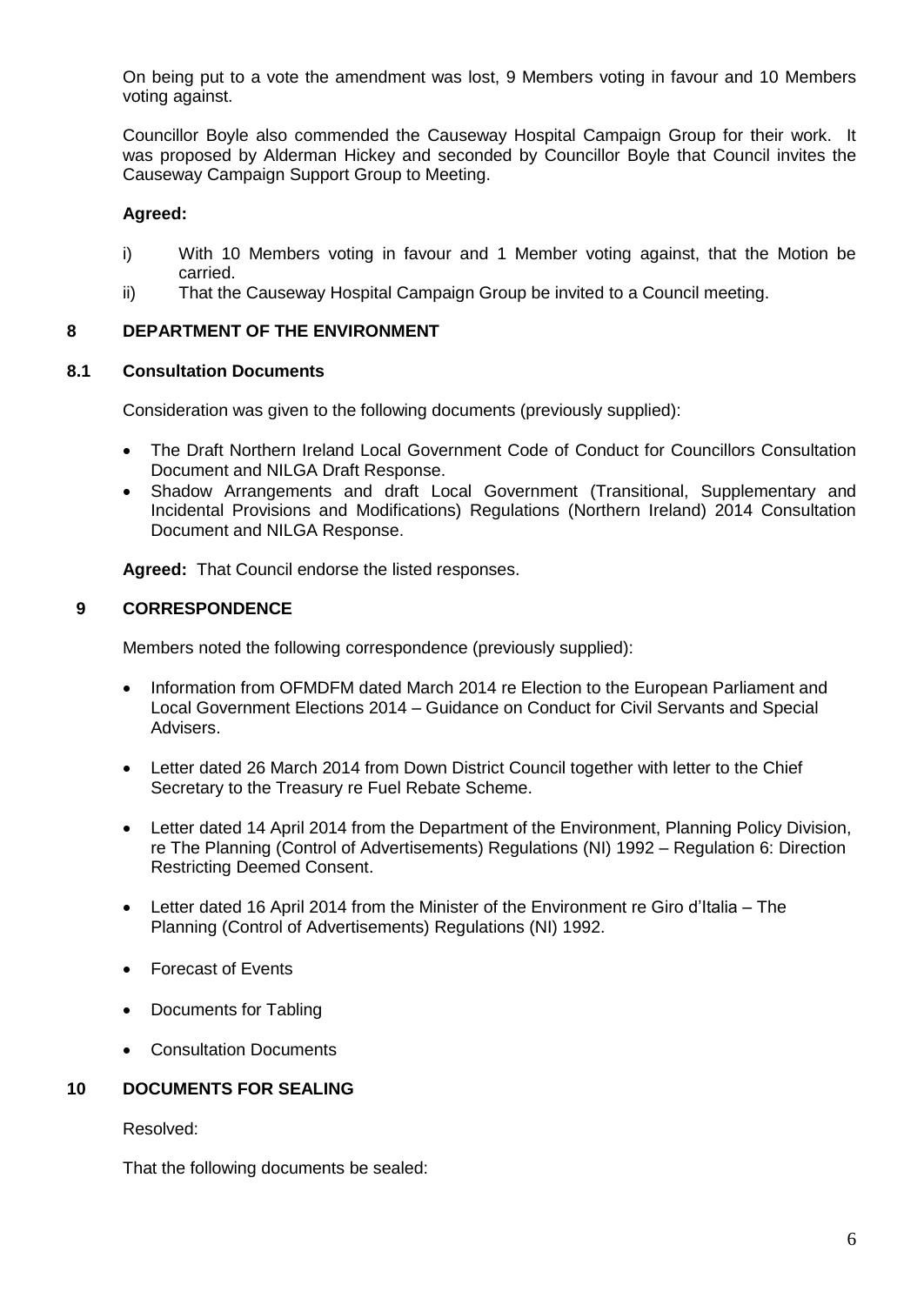On being put to a vote the amendment was lost, 9 Members voting in favour and 10 Members voting against.

Councillor Boyle also commended the Causeway Hospital Campaign Group for their work. It was proposed by Alderman Hickey and seconded by Councillor Boyle that Council invites the Causeway Campaign Support Group to Meeting.

**Agreed:**

i) With 10 Members voting in favour and 1 Member voting against, that the Motion be carried.

ii) That the Causeway Hospital Campaign Group be invited to a Council meeting.

## 8 DEPARTMENT OF THE ENVIRONMENT

### 8.1 Consultation Documents

Consideration was given to the following documents (previously supplied):

- The Draft Northern Ireland Local Government Code of Conduct for Councillors Consultation Document and NILGA Draft Response.
- Shadow Arrangements and draft Local Government (Transitional, Supplementary and Incidental Provisions and Modifications) Regulations (Northern Ireland) 2014 Consultation Document and NILGA Response.

**Agreed:** That Council endorse the listed responses.

## 9 CORRESPONDENCE

Members noted the following correspondence (previously supplied):

- Information from OFMDFM dated March 2014 re Election to the European Parliament and Local Government Elections 2014 – Guidance on Conduct for Civil Servants and Special Advisers.
- Letter dated 26 March 2014 from Down District Council together with letter to the Chief Secretary to the Treasury re Fuel Rebate Scheme.
- Letter dated 14 April 2014 from the Department of the Environment, Planning Policy Division, re The Planning (Control of Advertisements) Regulations (NI) 1992 – Regulation 6: Direction Restricting Deemed Consent.
- Letter dated 16 April 2014 from the Minister of the Environment re Giro d'Italia – The Planning (Control of Advertisements) Regulations (NI) 1992.
- Forecast of Events
- Documents for Tabling
- Consultation Documents

## 10 DOCUMENTS FOR SEALING

Resolved:

That the following documents be sealed: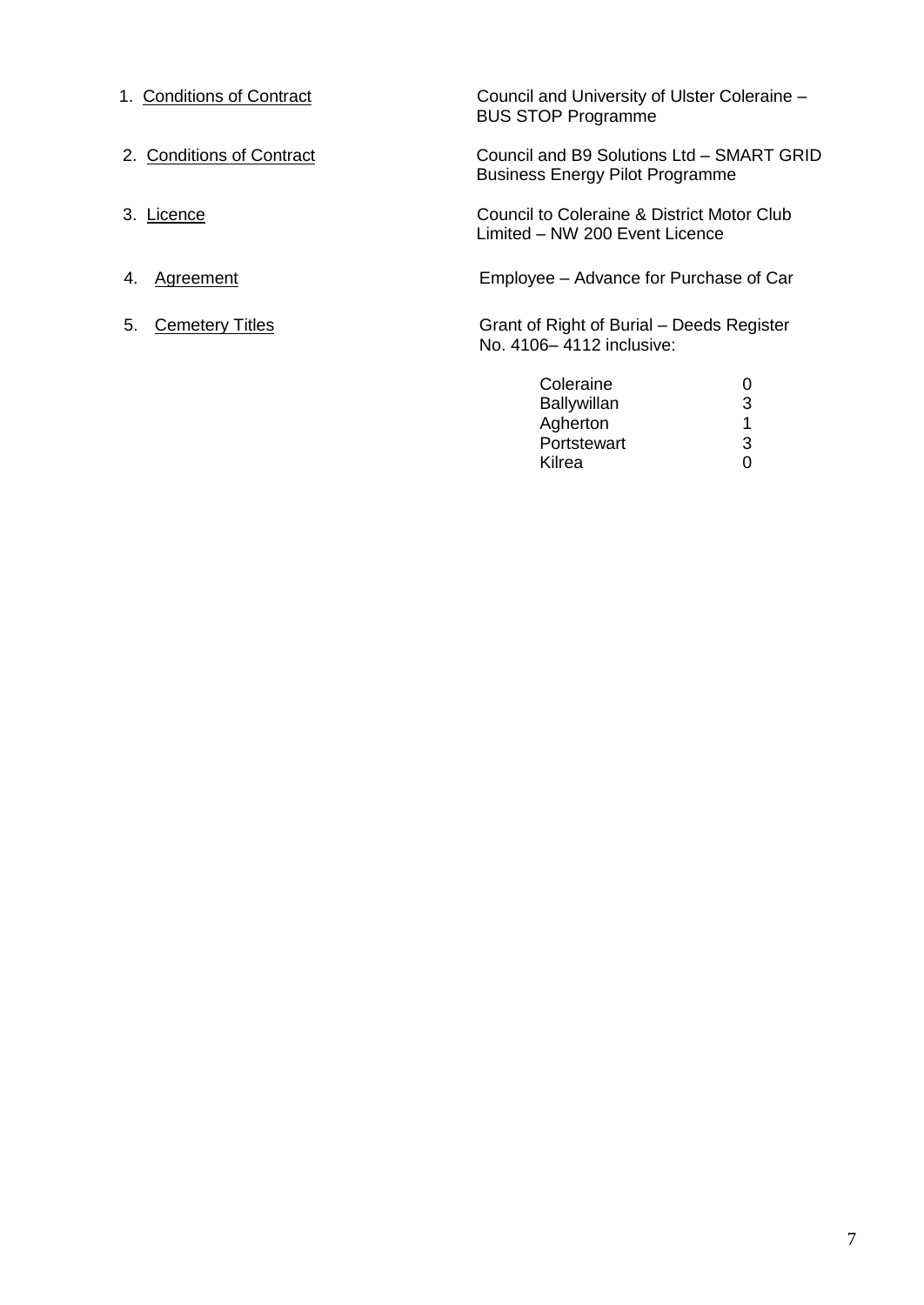1. <u>Conditions of Contract</u> — Council and University of Ulster Coleraine – BUS STOP Programme

2. <u>Conditions of Contract</u> — Council and B9 Solutions Ltd – SMART GRID Business Energy Pilot Programme

3. <u>Licence</u> — Council to Coleraine & District Motor Club Limited – NW 200 Event Licence

4. <u>Agreement</u> — Employee – Advance for Purchase of Car

5. <u>Cemetery Titles</u> — Grant of Right of Burial – Deeds Register No. 4106– 4112 inclusive:

| Cemetery | Number |
|---|---|
| Coleraine | 0 |
| Ballywillan | 3 |
| Agherton | 1 |
| Portstewart | 3 |
| Kilrea | 0 |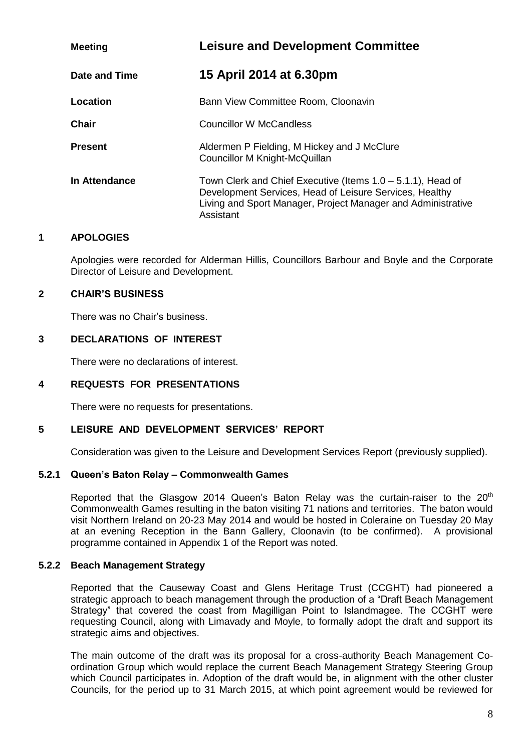| | |
|---|---|
| **Meeting** | **Leisure and Development Committee** |
| **Date and Time** | **15 April 2014 at 6.30pm** |
| **Location** | Bann View Committee Room, Cloonavin |
| **Chair** | Councillor W McCandless |
| **Present** | Aldermen P Fielding, M Hickey and J McClure<br>Councillor M Knight-McQuillan |
| **In Attendance** | Town Clerk and Chief Executive (Items 1.0 – 5.1.1), Head of Development Services, Head of Leisure Services, Healthy Living and Sport Manager, Project Manager and Administrative Assistant |

## 1 APOLOGIES

Apologies were recorded for Alderman Hillis, Councillors Barbour and Boyle and the Corporate Director of Leisure and Development.

## 2 CHAIR'S BUSINESS

There was no Chair's business.

## 3 DECLARATIONS OF INTEREST

There were no declarations of interest.

## 4 REQUESTS FOR PRESENTATIONS

There were no requests for presentations.

## 5 LEISURE AND DEVELOPMENT SERVICES' REPORT

Consideration was given to the Leisure and Development Services Report (previously supplied).

### 5.2.1 Queen's Baton Relay – Commonwealth Games

Reported that the Glasgow 2014 Queen's Baton Relay was the curtain-raiser to the 20th Commonwealth Games resulting in the baton visiting 71 nations and territories. The baton would visit Northern Ireland on 20-23 May 2014 and would be hosted in Coleraine on Tuesday 20 May at an evening Reception in the Bann Gallery, Cloonavin (to be confirmed). A provisional programme contained in Appendix 1 of the Report was noted.

### 5.2.2 Beach Management Strategy

Reported that the Causeway Coast and Glens Heritage Trust (CCGHT) had pioneered a strategic approach to beach management through the production of a "Draft Beach Management Strategy" that covered the coast from Magilligan Point to Islandmagee. The CCGHT were requesting Council, along with Limavady and Moyle, to formally adopt the draft and support its strategic aims and objectives.

The main outcome of the draft was its proposal for a cross-authority Beach Management Co-ordination Group which would replace the current Beach Management Strategy Steering Group which Council participates in. Adoption of the draft would be, in alignment with the other cluster Councils, for the period up to 31 March 2015, at which point agreement would be reviewed for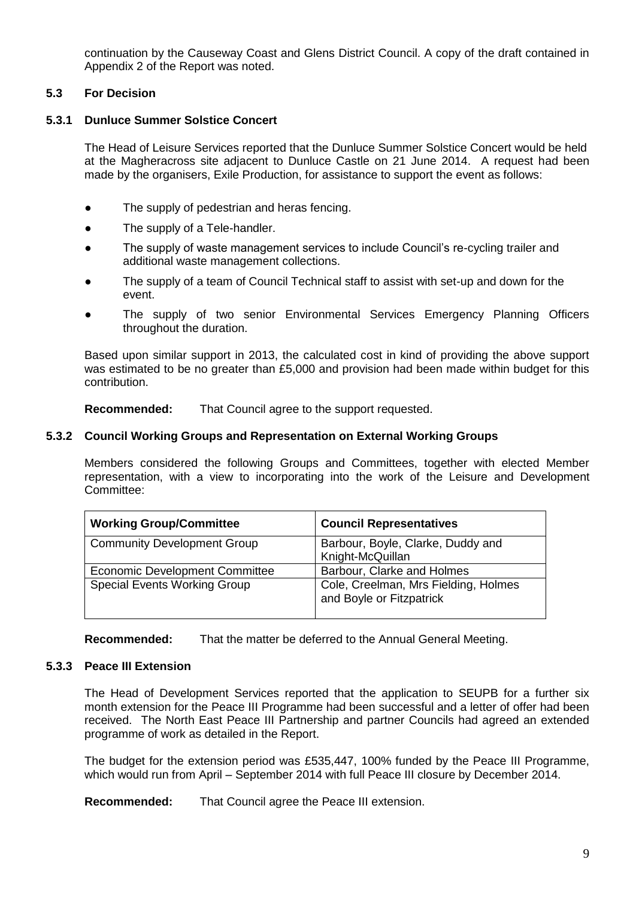continuation by the Causeway Coast and Glens District Council. A copy of the draft contained in Appendix 2 of the Report was noted.

### 5.3 For Decision

#### 5.3.1 Dunluce Summer Solstice Concert

The Head of Leisure Services reported that the Dunluce Summer Solstice Concert would be held at the Magheracross site adjacent to Dunluce Castle on 21 June 2014. A request had been made by the organisers, Exile Production, for assistance to support the event as follows:

- The supply of pedestrian and heras fencing.
- The supply of a Tele-handler.
- The supply of waste management services to include Council's re-cycling trailer and additional waste management collections.
- The supply of a team of Council Technical staff to assist with set-up and down for the event.
- The supply of two senior Environmental Services Emergency Planning Officers throughout the duration.

Based upon similar support in 2013, the calculated cost in kind of providing the above support was estimated to be no greater than £5,000 and provision had been made within budget for this contribution.

**Recommended:** That Council agree to the support requested.

#### 5.3.2 Council Working Groups and Representation on External Working Groups

Members considered the following Groups and Committees, together with elected Member representation, with a view to incorporating into the work of the Leisure and Development Committee:

| Working Group/Committee | Council Representatives |
|---|---|
| Community Development Group | Barbour, Boyle, Clarke, Duddy and Knight-McQuillan |
| Economic Development Committee | Barbour, Clarke and Holmes |
| Special Events Working Group | Cole, Creelman, Mrs Fielding, Holmes and Boyle or Fitzpatrick |

**Recommended:** That the matter be deferred to the Annual General Meeting.

#### 5.3.3 Peace III Extension

The Head of Development Services reported that the application to SEUPB for a further six month extension for the Peace III Programme had been successful and a letter of offer had been received. The North East Peace III Partnership and partner Councils had agreed an extended programme of work as detailed in the Report.

The budget for the extension period was £535,447, 100% funded by the Peace III Programme, which would run from April – September 2014 with full Peace III closure by December 2014.

**Recommended:** That Council agree the Peace III extension.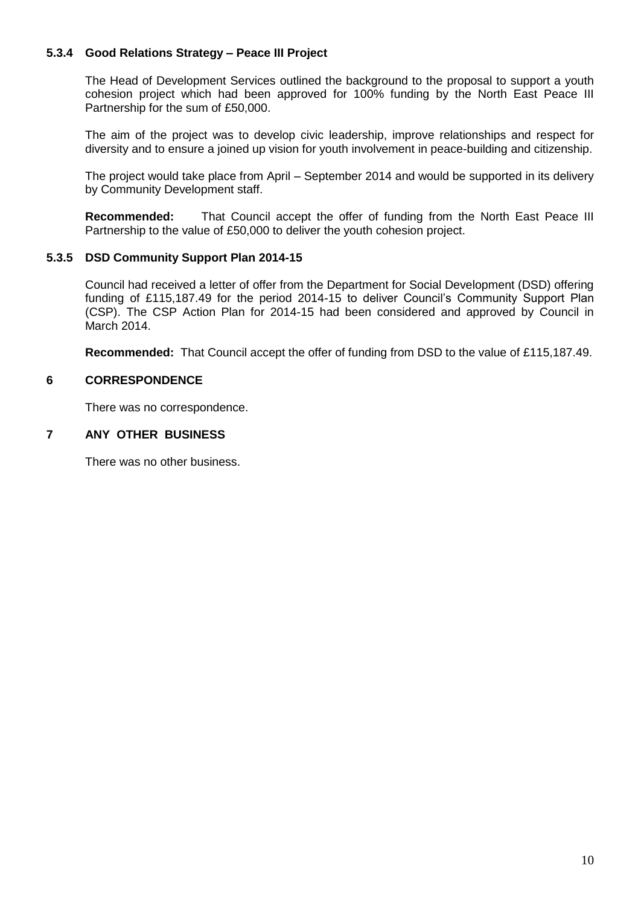#### 5.3.4 Good Relations Strategy – Peace III Project

The Head of Development Services outlined the background to the proposal to support a youth cohesion project which had been approved for 100% funding by the North East Peace III Partnership for the sum of £50,000.

The aim of the project was to develop civic leadership, improve relationships and respect for diversity and to ensure a joined up vision for youth involvement in peace-building and citizenship.

The project would take place from April – September 2014 and would be supported in its delivery by Community Development staff.

**Recommended:** That Council accept the offer of funding from the North East Peace III Partnership to the value of £50,000 to deliver the youth cohesion project.

#### 5.3.5 DSD Community Support Plan 2014-15

Council had received a letter of offer from the Department for Social Development (DSD) offering funding of £115,187.49 for the period 2014-15 to deliver Council's Community Support Plan (CSP). The CSP Action Plan for 2014-15 had been considered and approved by Council in March 2014.

**Recommended:** That Council accept the offer of funding from DSD to the value of £115,187.49.

## 6 CORRESPONDENCE

There was no correspondence.

## 7 ANY OTHER BUSINESS

There was no other business.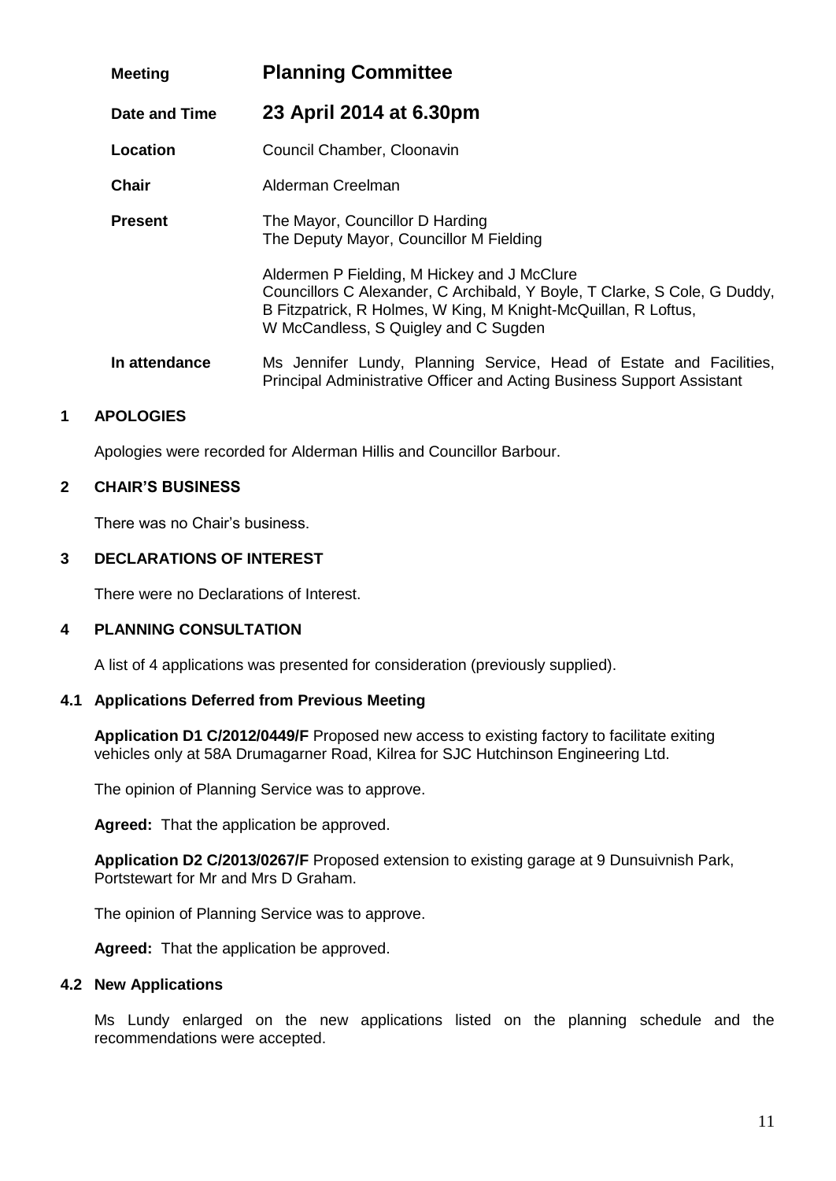| | |
|---|---|
| **Meeting** | **Planning Committee** |
| **Date and Time** | **23 April 2014 at 6.30pm** |
| **Location** | Council Chamber, Cloonavin |
| **Chair** | Alderman Creelman |
| **Present** | The Mayor, Councillor D Harding<br>The Deputy Mayor, Councillor M Fielding<br><br>Aldermen P Fielding, M Hickey and J McClure<br>Councillors C Alexander, C Archibald, Y Boyle, T Clarke, S Cole, G Duddy, B Fitzpatrick, R Holmes, W King, M Knight-McQuillan, R Loftus, W McCandless, S Quigley and C Sugden |
| **In attendance** | Ms Jennifer Lundy, Planning Service, Head of Estate and Facilities, Principal Administrative Officer and Acting Business Support Assistant |

## 1 APOLOGIES

Apologies were recorded for Alderman Hillis and Councillor Barbour.

## 2 CHAIR'S BUSINESS

There was no Chair's business.

## 3 DECLARATIONS OF INTEREST

There were no Declarations of Interest.

## 4 PLANNING CONSULTATION

A list of 4 applications was presented for consideration (previously supplied).

### 4.1 Applications Deferred from Previous Meeting

**Application D1 C/2012/0449/F** Proposed new access to existing factory to facilitate exiting vehicles only at 58A Drumagarner Road, Kilrea for SJC Hutchinson Engineering Ltd.

The opinion of Planning Service was to approve.

**Agreed:** That the application be approved.

**Application D2 C/2013/0267/F** Proposed extension to existing garage at 9 Dunsuivnish Park, Portstewart for Mr and Mrs D Graham.

The opinion of Planning Service was to approve.

**Agreed:** That the application be approved.

### 4.2 New Applications

Ms Lundy enlarged on the new applications listed on the planning schedule and the recommendations were accepted.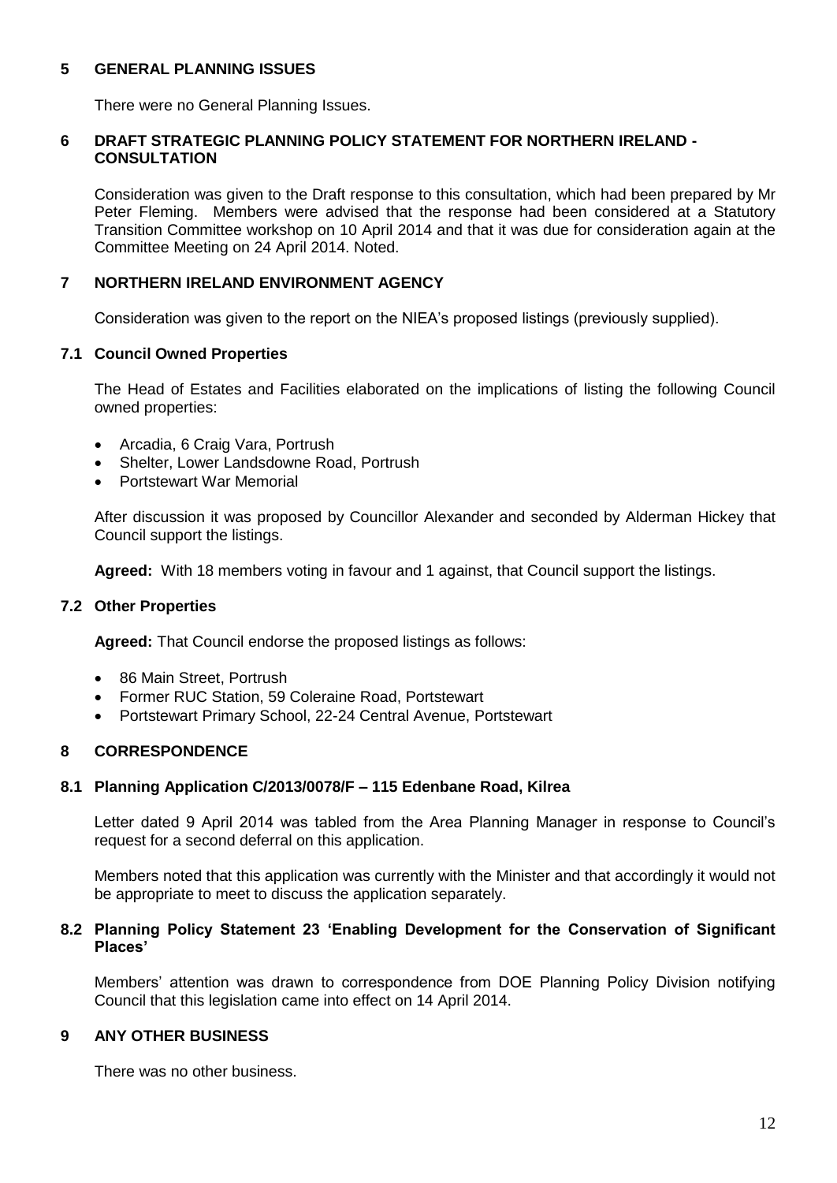## 5 GENERAL PLANNING ISSUES

There were no General Planning Issues.

## 6 DRAFT STRATEGIC PLANNING POLICY STATEMENT FOR NORTHERN IRELAND - CONSULTATION

Consideration was given to the Draft response to this consultation, which had been prepared by Mr Peter Fleming. Members were advised that the response had been considered at a Statutory Transition Committee workshop on 10 April 2014 and that it was due for consideration again at the Committee Meeting on 24 April 2014. Noted.

## 7 NORTHERN IRELAND ENVIRONMENT AGENCY

Consideration was given to the report on the NIEA's proposed listings (previously supplied).

### 7.1 Council Owned Properties

The Head of Estates and Facilities elaborated on the implications of listing the following Council owned properties:

- Arcadia, 6 Craig Vara, Portrush
- Shelter, Lower Landsdowne Road, Portrush
- Portstewart War Memorial

After discussion it was proposed by Councillor Alexander and seconded by Alderman Hickey that Council support the listings.

**Agreed:** With 18 members voting in favour and 1 against, that Council support the listings.

### 7.2 Other Properties

**Agreed:** That Council endorse the proposed listings as follows:

- 86 Main Street, Portrush
- Former RUC Station, 59 Coleraine Road, Portstewart
- Portstewart Primary School, 22-24 Central Avenue, Portstewart

## 8 CORRESPONDENCE

### 8.1 Planning Application C/2013/0078/F – 115 Edenbane Road, Kilrea

Letter dated 9 April 2014 was tabled from the Area Planning Manager in response to Council's request for a second deferral on this application.

Members noted that this application was currently with the Minister and that accordingly it would not be appropriate to meet to discuss the application separately.

### 8.2 Planning Policy Statement 23 'Enabling Development for the Conservation of Significant Places'

Members' attention was drawn to correspondence from DOE Planning Policy Division notifying Council that this legislation came into effect on 14 April 2014.

## 9 ANY OTHER BUSINESS

There was no other business.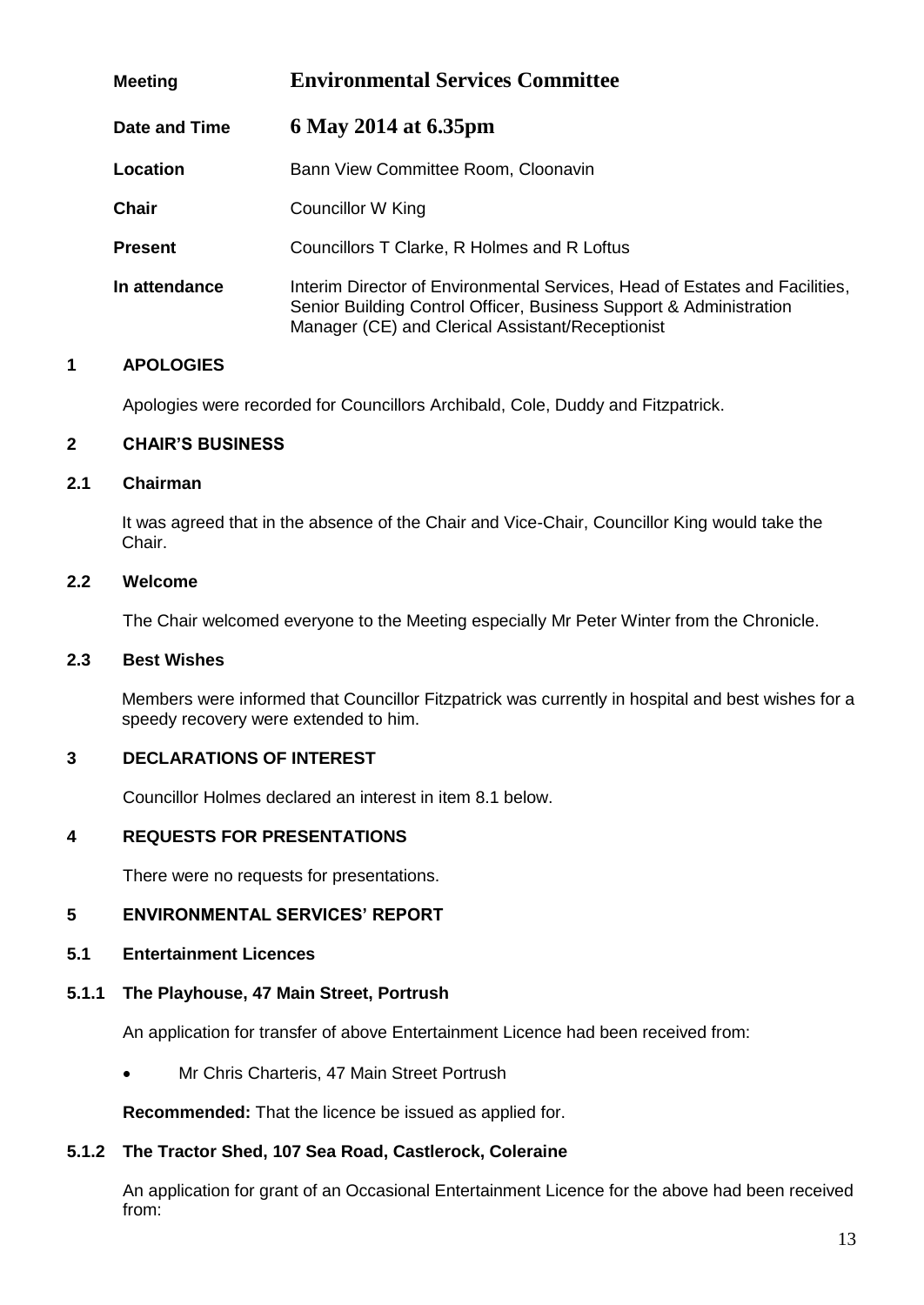| | |
|---|---|
| **Meeting** | **Environmental Services Committee** |
| **Date and Time** | **6 May 2014 at 6.35pm** |
| **Location** | Bann View Committee Room, Cloonavin |
| **Chair** | Councillor W King |
| **Present** | Councillors T Clarke, R Holmes and R Loftus |
| **In attendance** | Interim Director of Environmental Services, Head of Estates and Facilities, Senior Building Control Officer, Business Support & Administration Manager (CE) and Clerical Assistant/Receptionist |

## 1 APOLOGIES

Apologies were recorded for Councillors Archibald, Cole, Duddy and Fitzpatrick.

## 2 CHAIR'S BUSINESS

### 2.1 Chairman

It was agreed that in the absence of the Chair and Vice-Chair, Councillor King would take the Chair.

### 2.2 Welcome

The Chair welcomed everyone to the Meeting especially Mr Peter Winter from the Chronicle.

### 2.3 Best Wishes

Members were informed that Councillor Fitzpatrick was currently in hospital and best wishes for a speedy recovery were extended to him.

## 3 DECLARATIONS OF INTEREST

Councillor Holmes declared an interest in item 8.1 below.

## 4 REQUESTS FOR PRESENTATIONS

There were no requests for presentations.

## 5 ENVIRONMENTAL SERVICES' REPORT

### 5.1 Entertainment Licences

#### 5.1.1 The Playhouse, 47 Main Street, Portrush

An application for transfer of above Entertainment Licence had been received from:

- Mr Chris Charteris, 47 Main Street Portrush

**Recommended:** That the licence be issued as applied for.

#### 5.1.2 The Tractor Shed, 107 Sea Road, Castlerock, Coleraine

An application for grant of an Occasional Entertainment Licence for the above had been received from: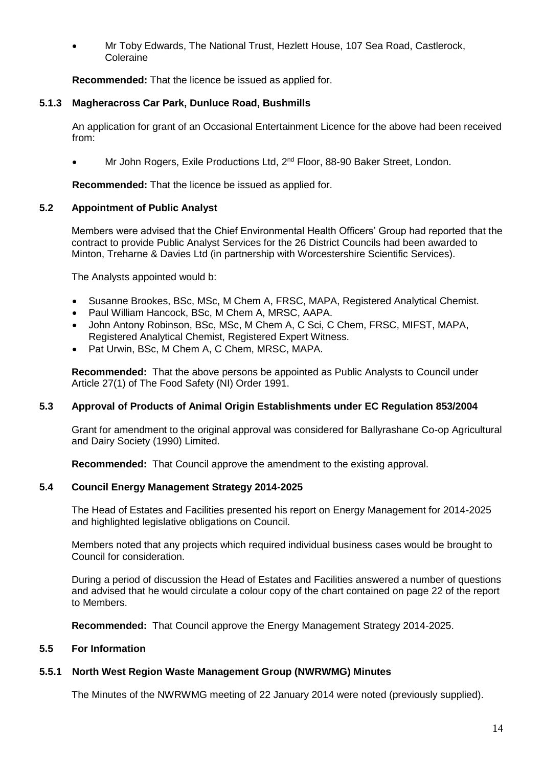- Mr Toby Edwards, The National Trust, Hezlett House, 107 Sea Road, Castlerock, Coleraine

**Recommended:** That the licence be issued as applied for.

#### 5.1.3 Magheracross Car Park, Dunluce Road, Bushmills

An application for grant of an Occasional Entertainment Licence for the above had been received from:

- Mr John Rogers, Exile Productions Ltd, 2nd Floor, 88-90 Baker Street, London.

**Recommended:** That the licence be issued as applied for.

### 5.2 Appointment of Public Analyst

Members were advised that the Chief Environmental Health Officers' Group had reported that the contract to provide Public Analyst Services for the 26 District Councils had been awarded to Minton, Treharne & Davies Ltd (in partnership with Worcestershire Scientific Services).

The Analysts appointed would b:

- Susanne Brookes, BSc, MSc, M Chem A, FRSC, MAPA, Registered Analytical Chemist.
- Paul William Hancock, BSc, M Chem A, MRSC, AAPA.
- John Antony Robinson, BSc, MSc, M Chem A, C Sci, C Chem, FRSC, MIFST, MAPA, Registered Analytical Chemist, Registered Expert Witness.
- Pat Urwin, BSc, M Chem A, C Chem, MRSC, MAPA.

**Recommended:** That the above persons be appointed as Public Analysts to Council under Article 27(1) of The Food Safety (NI) Order 1991.

### 5.3 Approval of Products of Animal Origin Establishments under EC Regulation 853/2004

Grant for amendment to the original approval was considered for Ballyrashane Co-op Agricultural and Dairy Society (1990) Limited.

**Recommended:** That Council approve the amendment to the existing approval.

### 5.4 Council Energy Management Strategy 2014-2025

The Head of Estates and Facilities presented his report on Energy Management for 2014-2025 and highlighted legislative obligations on Council.

Members noted that any projects which required individual business cases would be brought to Council for consideration.

During a period of discussion the Head of Estates and Facilities answered a number of questions and advised that he would circulate a colour copy of the chart contained on page 22 of the report to Members.

**Recommended:** That Council approve the Energy Management Strategy 2014-2025.

### 5.5 For Information

#### 5.5.1 North West Region Waste Management Group (NWRWMG) Minutes

The Minutes of the NWRWMG meeting of 22 January 2014 were noted (previously supplied).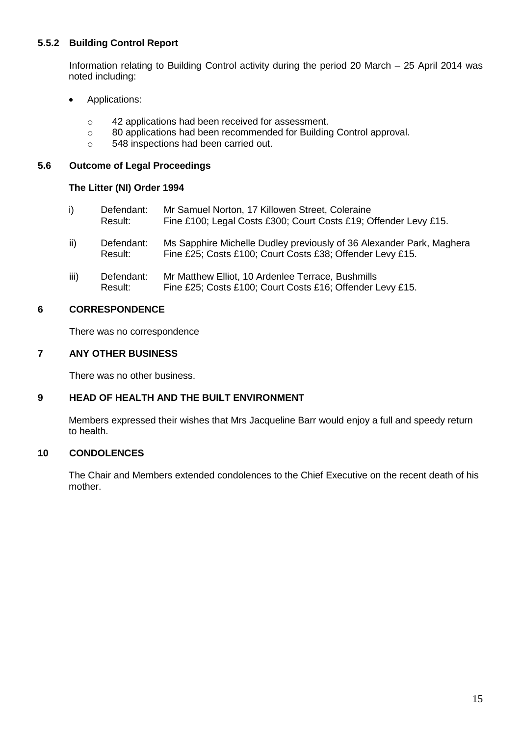### 5.5.2 Building Control Report

Information relating to Building Control activity during the period 20 March – 25 April 2014 was noted including:

- Applications:
    - 42 applications had been received for assessment.
    - 80 applications had been recommended for Building Control approval.
    - 548 inspections had been carried out.

### 5.6 Outcome of Legal Proceedings

**The Litter (NI) Order 1994**

i) Defendant: Mr Samuel Norton, 17 Killowen Street, Coleraine
Result: Fine £100; Legal Costs £300; Court Costs £19; Offender Levy £15.

ii) Defendant: Ms Sapphire Michelle Dudley previously of 36 Alexander Park, Maghera
Result: Fine £25; Costs £100; Court Costs £38; Offender Levy £15.

iii) Defendant: Mr Matthew Elliot, 10 Ardenlee Terrace, Bushmills
Result: Fine £25; Costs £100; Court Costs £16; Offender Levy £15.

## 6 CORRESPONDENCE

There was no correspondence

## 7 ANY OTHER BUSINESS

There was no other business.

## 9 HEAD OF HEALTH AND THE BUILT ENVIRONMENT

Members expressed their wishes that Mrs Jacqueline Barr would enjoy a full and speedy return to health.

## 10 CONDOLENCES

The Chair and Members extended condolences to the Chief Executive on the recent death of his mother.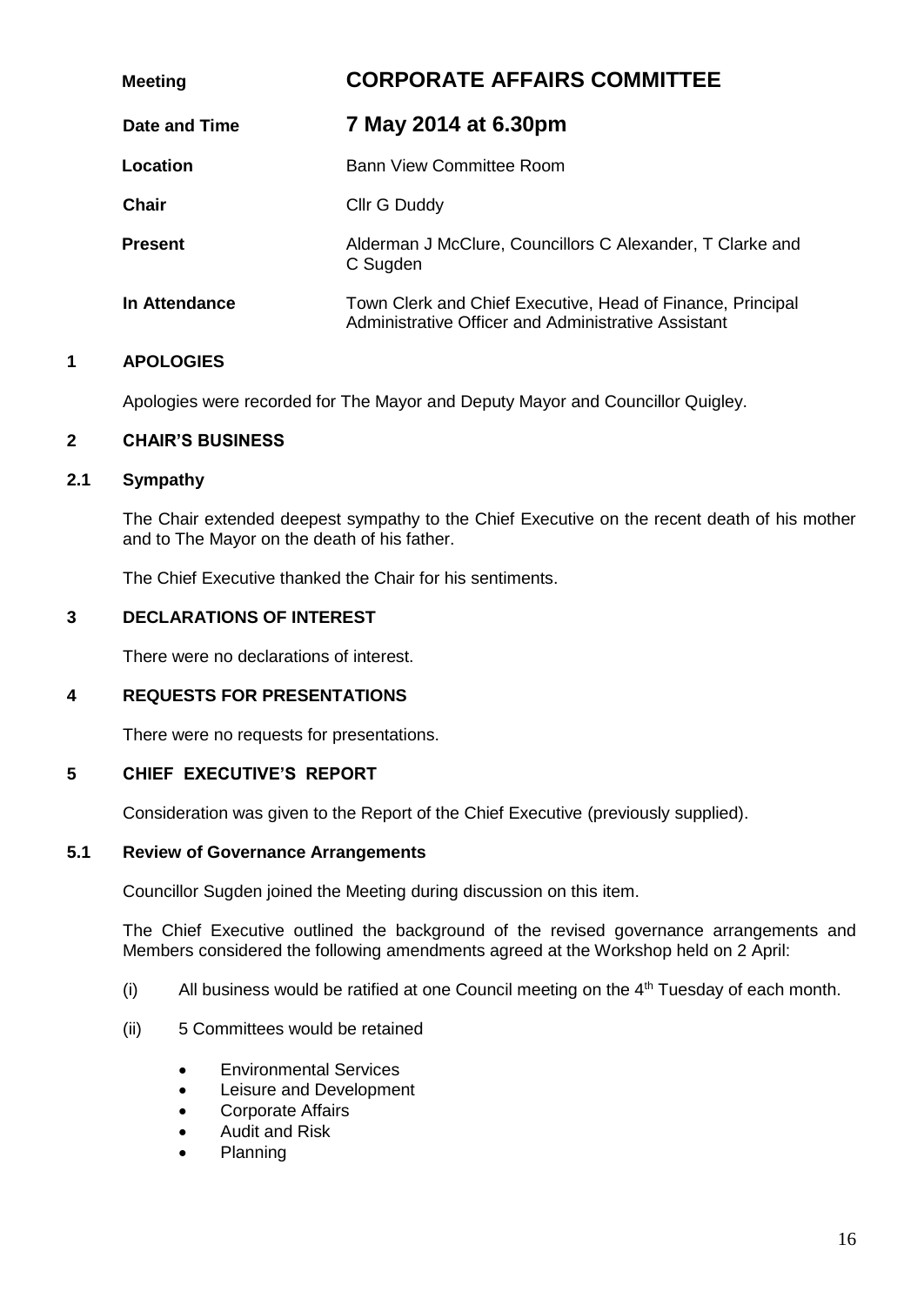| | |
|---|---|
| **Meeting** | **CORPORATE AFFAIRS COMMITTEE** |
| **Date and Time** | **7 May 2014 at 6.30pm** |
| **Location** | Bann View Committee Room |
| **Chair** | Cllr G Duddy |
| **Present** | Alderman J McClure, Councillors C Alexander, T Clarke and C Sugden |
| **In Attendance** | Town Clerk and Chief Executive, Head of Finance, Principal Administrative Officer and Administrative Assistant |

## 1 APOLOGIES

Apologies were recorded for The Mayor and Deputy Mayor and Councillor Quigley.

## 2 CHAIR'S BUSINESS

### 2.1 Sympathy

The Chair extended deepest sympathy to the Chief Executive on the recent death of his mother and to The Mayor on the death of his father.

The Chief Executive thanked the Chair for his sentiments.

## 3 DECLARATIONS OF INTEREST

There were no declarations of interest.

## 4 REQUESTS FOR PRESENTATIONS

There were no requests for presentations.

## 5 CHIEF EXECUTIVE'S REPORT

Consideration was given to the Report of the Chief Executive (previously supplied).

### 5.1 Review of Governance Arrangements

Councillor Sugden joined the Meeting during discussion on this item.

The Chief Executive outlined the background of the revised governance arrangements and Members considered the following amendments agreed at the Workshop held on 2 April:

(i) All business would be ratified at one Council meeting on the 4th Tuesday of each month.

(ii) 5 Committees would be retained

- Environmental Services
- Leisure and Development
- Corporate Affairs
- Audit and Risk
- Planning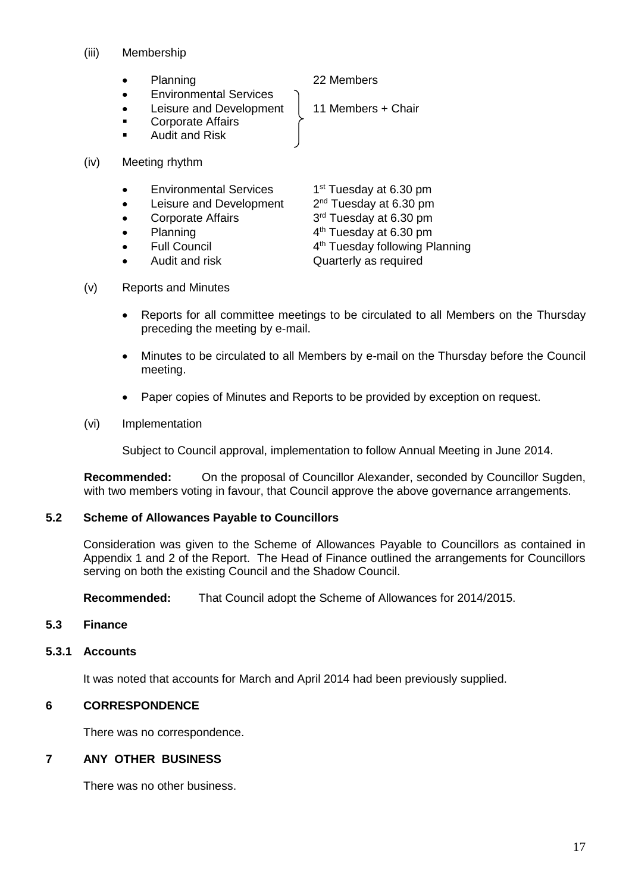(iii) Membership

- Planning 22 Members
- Environmental Services
- Leisure and Development
- Corporate Affairs
- Audit and Risk

} 11 Members + Chair

(iv) Meeting rhythm

| | |
|---|---|
| Environmental Services | 1st Tuesday at 6.30 pm |
| Leisure and Development | 2nd Tuesday at 6.30 pm |
| Corporate Affairs | 3rd Tuesday at 6.30 pm |
| Planning | 4th Tuesday at 6.30 pm |
| Full Council | 4th Tuesday following Planning |
| Audit and risk | Quarterly as required |

(v) Reports and Minutes

- Reports for all committee meetings to be circulated to all Members on the Thursday preceding the meeting by e-mail.
- Minutes to be circulated to all Members by e-mail on the Thursday before the Council meeting.
- Paper copies of Minutes and Reports to be provided by exception on request.

(vi) Implementation

Subject to Council approval, implementation to follow Annual Meeting in June 2014.

**Recommended:** On the proposal of Councillor Alexander, seconded by Councillor Sugden, with two members voting in favour, that Council approve the above governance arrangements.

### 5.2 Scheme of Allowances Payable to Councillors

Consideration was given to the Scheme of Allowances Payable to Councillors as contained in Appendix 1 and 2 of the Report. The Head of Finance outlined the arrangements for Councillors serving on both the existing Council and the Shadow Council.

**Recommended:** That Council adopt the Scheme of Allowances for 2014/2015.

### 5.3 Finance

#### 5.3.1 Accounts

It was noted that accounts for March and April 2014 had been previously supplied.

## 6 CORRESPONDENCE

There was no correspondence.

## 7 ANY OTHER BUSINESS

There was no other business.